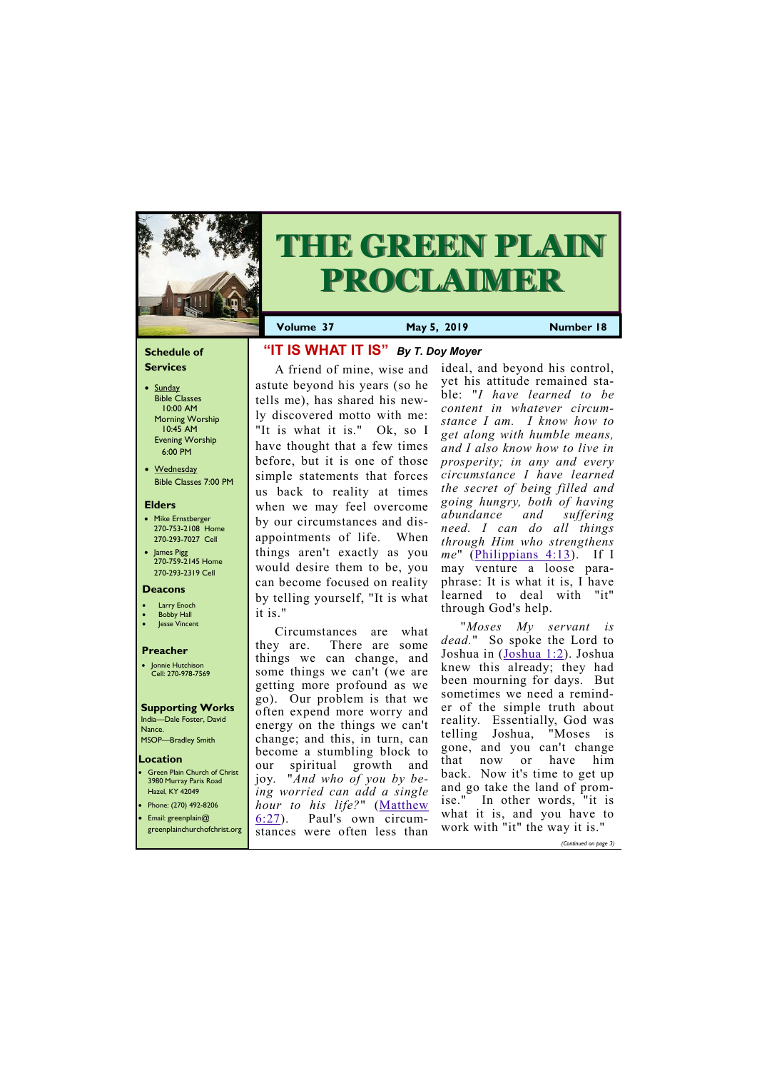# THE GREEN PLAIN PROCLAIMER

**Volume 37** | **May 5, 2019** | **Number 18**

### Schedule of Services

- Sunday
  Bible Classes 10:00 AM
  Morning Worship 10:45 AM
  Evening Worship 6:00 PM
- Wednesday
  Bible Classes 7:00 PM

### Elders

- Mike Ernstberger
  270-753-2108 Home
  270-293-7027 Cell
- James Pigg
  270-759-2145 Home
  270-293-2319 Cell

### Deacons

- Larry Enoch
- Bobby Hall
- Jesse Vincent

### Preacher

- Jonnie Hutchison
  Cell: 270-978-7569

### Supporting Works

India—Dale Foster, David Nance.
MSOP—Bradley Smith

### Location

- Green Plain Church of Christ
  3980 Murray Paris Road
  Hazel, KY 42049
- Phone: (270) 492-8206
- Email: greenplain@greenplainchurchofchrist.org

## "IT IS WHAT IT IS" *By T. Doy Moyer*

A friend of mine, wise and astute beyond his years (so he tells me), has shared his newly discovered motto with me: "It is what it is." Ok, so I have thought that a few times before, but it is one of those simple statements that forces us back to reality at times when we may feel overcome by our circumstances and disappointments of life. When things aren't exactly as you would desire them to be, you can become focused on reality by telling yourself, "It is what it is."

Circumstances are what they are. There are some things we can change, and some things we can't (we are getting more profound as we go). Our problem is that we often expend more worry and energy on the things we can't change; and this, in turn, can become a stumbling block to our spiritual growth and joy. "*And who of you by being worried can add a single hour to his life?*" (Matthew 6:27). Paul's own circumstances were often less than ideal, and beyond his control, yet his attitude remained stable: "*I have learned to be content in whatever circumstance I am. I know how to get along with humble means, and I also know how to live in prosperity; in any and every circumstance I have learned the secret of being filled and going hungry, both of having abundance and suffering need. I can do all things through Him who strengthens me*" (Philippians 4:13). If I may venture a loose paraphrase: It is what it is, I have learned to deal with "it" through God's help.

"*Moses My servant is dead.*" So spoke the Lord to Joshua in (Joshua 1:2). Joshua knew this already; they had been mourning for days. But sometimes we need a reminder of the simple truth about reality. Essentially, God was telling Joshua, "Moses is gone, and you can't change that now or have him back. Now it's time to get up and go take the land of promise." In other words, "it is what it is, and you have to work with "it" the way it is."

*(Continued on page 3)*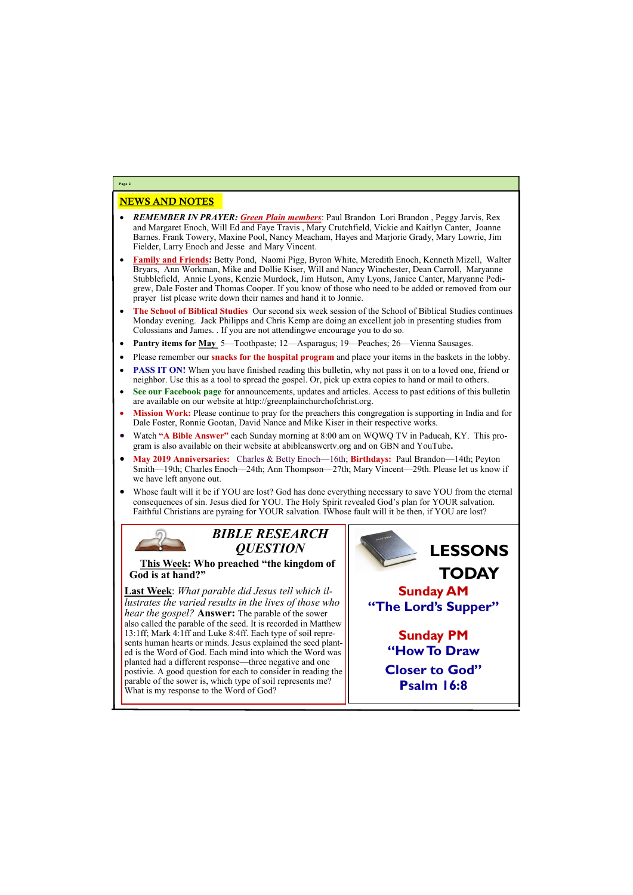## NEWS AND NOTES

- ***REMEMBER IN PRAYER:*** ***Green Plain members***: Paul Brandon Lori Brandon , Peggy Jarvis, Rex and Margaret Enoch, Will Ed and Faye Travis , Mary Crutchfield, Vickie and Kaitlyn Canter, Joanne Barnes. Frank Towery, Maxine Pool, Nancy Meacham, Hayes and Marjorie Grady, Mary Lowrie, Jim Fielder, Larry Enoch and Jesse and Mary Vincent.
- **Family and Friends:** Betty Pond, Naomi Pigg, Byron White, Meredith Enoch, Kenneth Mizell, Walter Bryars, Ann Workman, Mike and Dollie Kiser, Will and Nancy Winchester, Dean Carroll, Maryanne Stubblefield, Annie Lyons, Kenzie Murdock, Jim Hutson, Amy Lyons, Janice Canter, Maryanne Pedigrew, Dale Foster and Thomas Cooper. If you know of those who need to be added or removed from our prayer list please write down their names and hand it to Jonnie.
- **The School of Biblical Studies** Our second six week session of the School of Biblical Studies continues Monday evening. Jack Philipps and Chris Kemp are doing an excellent job in presenting studies from Colossians and James. . If you are not attendingwe encourage you to do so.
- **Pantry items for May** 5—Toothpaste; 12—Asparagus; 19—Peaches; 26—Vienna Sausages.
- Please remember our **snacks for the hospital program** and place your items in the baskets in the lobby.
- **PASS IT ON!** When you have finished reading this bulletin, why not pass it on to a loved one, friend or neighbor. Use this as a tool to spread the gospel. Or, pick up extra copies to hand or mail to others.
- **See our Facebook page** for announcements, updates and articles. Access to past editions of this bulletin are available on our website at http://greenplainchurchofchrist.org.
- **Mission Work:** Please continue to pray for the preachers this congregation is supporting in India and for Dale Foster, Ronnie Gootan, David Nance and Mike Kiser in their respective works.
- Watch **"A Bible Answer"** each Sunday morning at 8:00 am on WQWQ TV in Paducah, KY. This program is also available on their website at abibleanswertv.org and on GBN and YouTube**.**
- **May 2019 Anniversaries:** Charles & Betty Enoch—16th; **Birthdays:** Paul Brandon—14th; Peyton Smith—19th; Charles Enoch—24th; Ann Thompson—27th; Mary Vincent—29th. Please let us know if we have left anyone out.
- Whose fault will it be if YOU are lost? God has done everything necessary to save YOU from the eternal consequences of sin. Jesus died for YOU. The Holy Spirit revealed God's plan for YOUR salvation. Faithful Christians are pyraing for YOUR salvation. IWhose fault will it be then, if YOU are lost?

### *BIBLE RESEARCH QUESTION*

**This Week: Who preached "the kingdom of God is at hand?"**

**Last Week**: *What parable did Jesus tell which illustrates the varied results in the lives of those who hear the gospel?* **Answer:** The parable of the sower also called the parable of the seed. It is recorded in Matthew 13:1ff; Mark 4:1ff and Luke 8:4ff. Each type of soil represents human hearts or minds. Jesus explained the seed planted is the Word of God. Each mind into which the Word was planted had a different response—three negative and one postivie. A good question for each to consider in reading the parable of the sower is, which type of soil represents me? What is my response to the Word of God?

### LESSONS TODAY

**Sunday AM**
**"The Lord's Supper"**

**Sunday PM**
**"How To Draw Closer to God"**
**Psalm 16:8**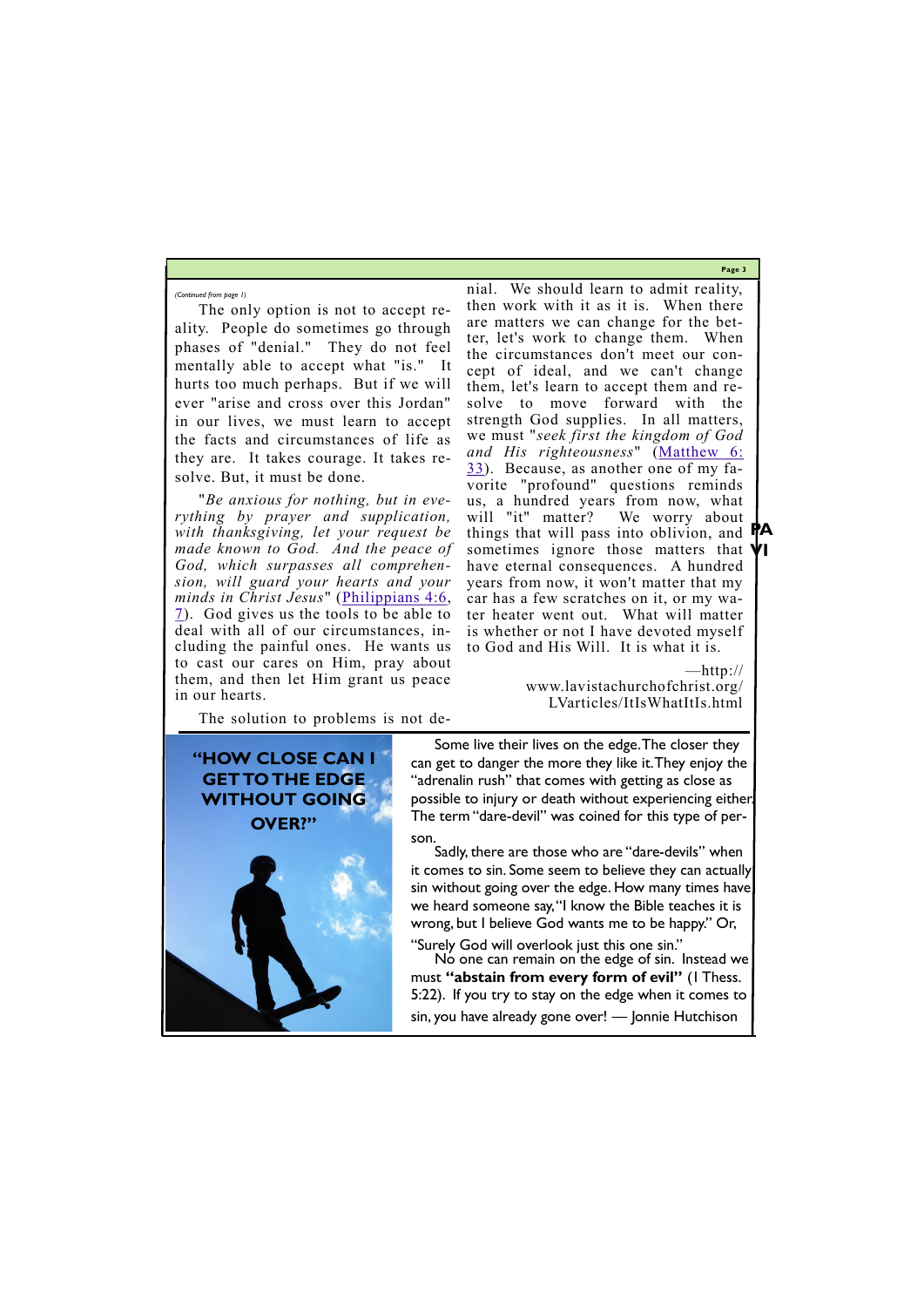*(Continued from page 1)*

The only option is not to accept reality. People do sometimes go through phases of "denial." They do not feel mentally able to accept what "is." It hurts too much perhaps. But if we will ever "arise and cross over this Jordan" in our lives, we must learn to accept the facts and circumstances of life as they are. It takes courage. It takes resolve. But, it must be done.

"*Be anxious for nothing, but in everything by prayer and supplication, with thanksgiving, let your request be made known to God. And the peace of God, which surpasses all comprehension, will guard your hearts and your minds in Christ Jesus*" (Philippians 4:6, 7). God gives us the tools to be able to deal with all of our circumstances, including the painful ones. He wants us to cast our cares on Him, pray about them, and then let Him grant us peace in our hearts.

The solution to problems is not denial. We should learn to admit reality, then work with it as it is. When there are matters we can change for the better, let's work to change them. When the circumstances don't meet our concept of ideal, and we can't change them, let's learn to accept them and resolve to move forward with the strength God supplies. In all matters, we must "*seek first the kingdom of God and His righteousness*" (Matthew 6:33). Because, as another one of my favorite "profound" questions reminds us, a hundred years from now, what will "it" matter? We worry about things that will pass into oblivion, and sometimes ignore those matters that have eternal consequences. A hundred years from now, it won't matter that my car has a few scratches on it, or my water heater went out. What will matter is whether or not I have devoted myself to God and His Will. It is what it is.

—http://www.lavistachurchofchrist.org/LVarticles/ItIsWhatItIs.html

## "HOW CLOSE CAN I GET TO THE EDGE WITHOUT GOING OVER?"

Some live their lives on the edge. The closer they can get to danger the more they like it. They enjoy the "adrenalin rush" that comes with getting as close as possible to injury or death without experiencing either. The term "dare-devil" was coined for this type of person.

Sadly, there are those who are "dare-devils" when it comes to sin. Some seem to believe they can actually sin without going over the edge. How many times have we heard someone say, "I know the Bible teaches it is wrong, but I believe God wants me to be happy." Or, "Surely God will overlook just this one sin."

No one can remain on the edge of sin. Instead we must **"abstain from every form of evil"** (I Thess. 5:22). If you try to stay on the edge when it comes to sin, you have already gone over! — Jonnie Hutchison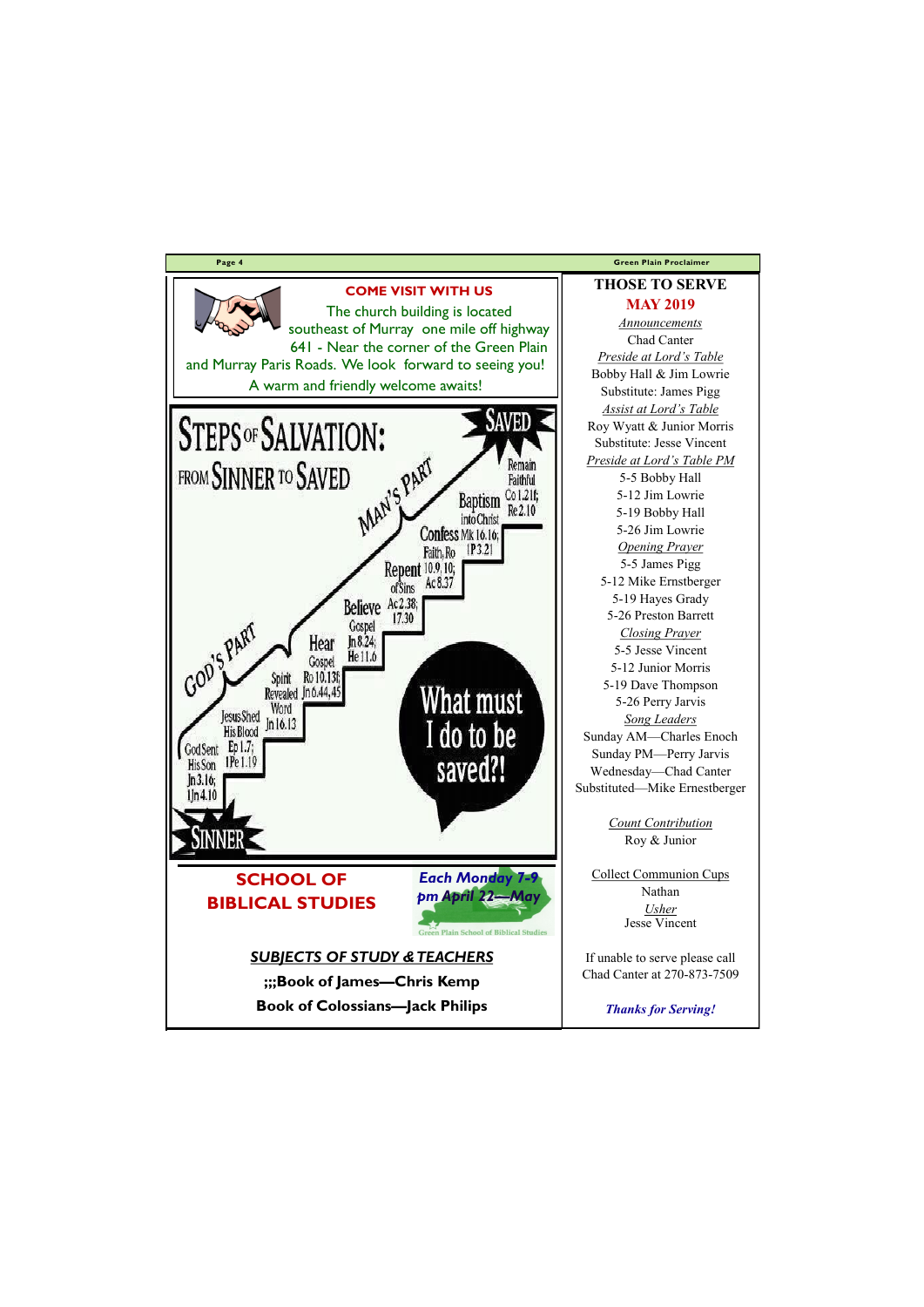## COME VISIT WITH US

The church building is located southeast of Murray one mile off highway 641 - Near the corner of the Green Plain and Murray Paris Roads. We look forward to seeing you! A warm and friendly welcome awaits!

STEPS OF SALVATION: FROM SINNER TO SAVED

SAVED

MAN'S PART

Remain Faithful Co 1.21f; Re 2.10

Baptism into Christ

Confess Faith, Ro Mk 16.16; IP 3.21

Repent of Sins 10.9,10; Ac 8.37

Believe Gospel Ac 2.38; 17.30

Hear Gospel Jn 8.24; He 11.6

GOD'S PART

Spirit Revealed Word Ro 10.13f; Jn 6.44,45

Jesus Shed His Blood Jn 16.13

God Sent His Son Ep 1.7; 1Pe 1.19 Jn 3.16; 1Jn 4.10

SINNER

What must I do to be saved?!

## SCHOOL OF BIBLICAL STUDIES

Each Monday 7-9 pm April 22—May

Green Plain School of Biblical Studies

***SUBJECTS OF STUDY & TEACHERS***

**;;;Book of James—Chris Kemp**

**Book of Colossians—Jack Philips**

## THOSE TO SERVE

## MAY 2019

*Announcements*
Chad Canter

*Preside at Lord's Table*
Bobby Hall & Jim Lowrie
Substitute: James Pigg

*Assist at Lord's Table*
Roy Wyatt & Junior Morris
Substitute: Jesse Vincent

*Preside at Lord's Table PM*
5-5 Bobby Hall
5-12 Jim Lowrie
5-19 Bobby Hall
5-26 Jim Lowrie

*Opening Prayer*
5-5 James Pigg
5-12 Mike Ernstberger
5-19 Hayes Grady
5-26 Preston Barrett

*Closing Prayer*
5-5 Jesse Vincent
5-12 Junior Morris
5-19 Dave Thompson
5-26 Perry Jarvis

*Song Leaders*
Sunday AM—Charles Enoch
Sunday PM—Perry Jarvis
Wednesday—Chad Canter
Substituted—Mike Ernestberger

*Count Contribution*
Roy & Junior

Collect Communion Cups
Nathan

*Usher*
Jesse Vincent

If unable to serve please call Chad Canter at 270-873-7509

***Thanks for Serving!***